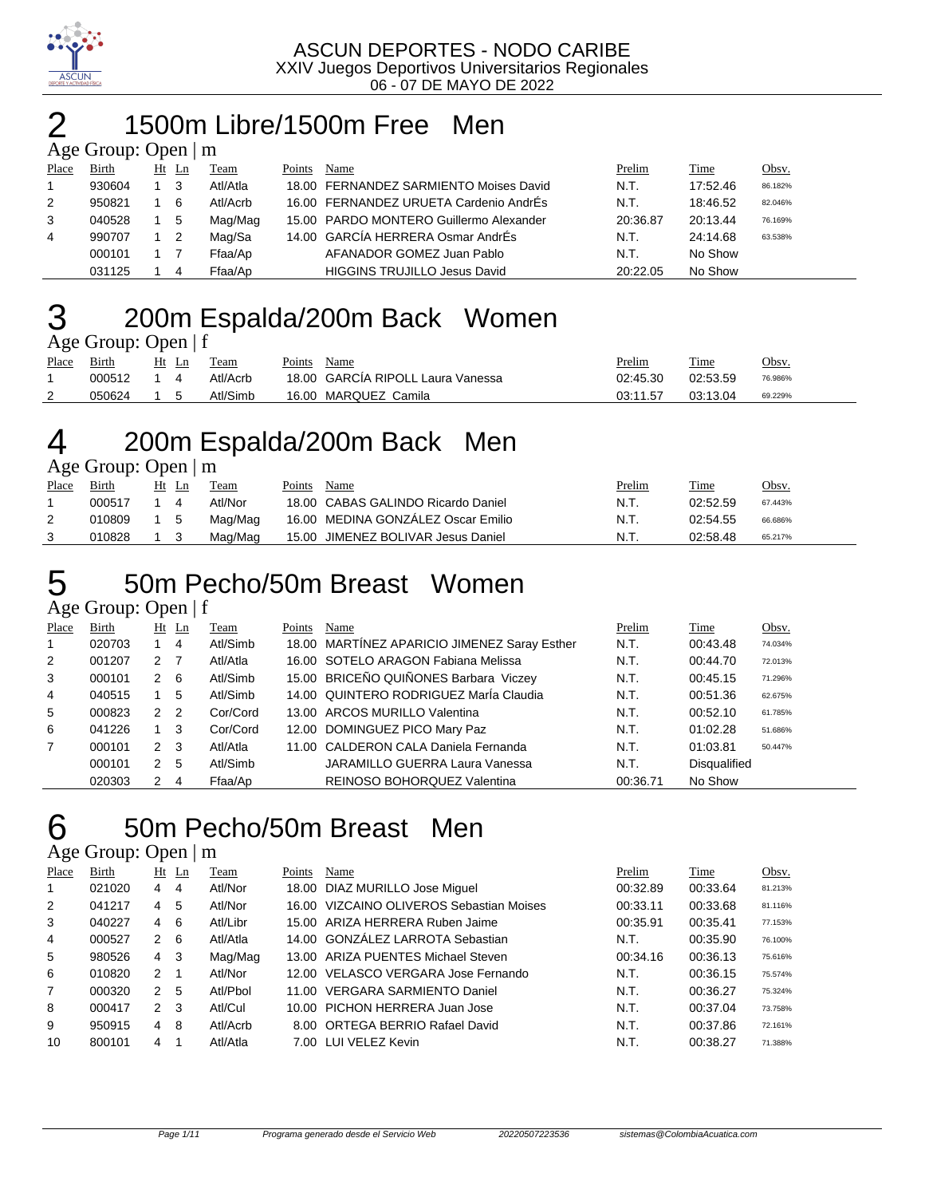ASCUN DEPORTES - NODO CARIBE
XXIV Juegos Deportivos Universitarios Regionales
06 - 07 DE MAYO DE 2022

# 2 1500m Libre/1500m Free Men

Age Group: Open | m

| Place | Birth | Ht | Ln | Team | Points | Name | Prelim | Time | Obsv. |
|---|---|---|---|---|---|---|---|---|---|
| 1 | 930604 | 1 | 3 | Atl/Atla | 18.00 | FERNANDEZ SARMIENTO Moises David | N.T. | 17:52.46 | 86.182% |
| 2 | 950821 | 1 | 6 | Atl/Acrb | 16.00 | FERNANDEZ URUETA Cardenio AndrÉs | N.T. | 18:46.52 | 82.046% |
| 3 | 040528 | 1 | 5 | Mag/Mag | 15.00 | PARDO MONTERO Guillermo Alexander | 20:36.87 | 20:13.44 | 76.169% |
| 4 | 990707 | 1 | 2 | Mag/Sa | 14.00 | GARCÍA HERRERA Osmar AndrÉs | N.T. | 24:14.68 | 63.538% |
| | 000101 | 1 | 7 | Ffaa/Ap | | AFANADOR GOMEZ Juan Pablo | N.T. | No Show | |
| | 031125 | 1 | 4 | Ffaa/Ap | | HIGGINS TRUJILLO Jesus David | 20:22.05 | No Show | |

# 3 200m Espalda/200m Back Women

Age Group: Open | f

| Place | Birth | Ht | Ln | Team | Points | Name | Prelim | Time | Obsv. |
|---|---|---|---|---|---|---|---|---|---|
| 1 | 000512 | 1 | 4 | Atl/Acrb | 18.00 | GARCÍA RIPOLL Laura Vanessa | 02:45.30 | 02:53.59 | 76.986% |
| 2 | 050624 | 1 | 5 | Atl/Simb | 16.00 | MARQUEZ Camila | 03:11.57 | 03:13.04 | 69.229% |

# 4 200m Espalda/200m Back Men

Age Group: Open | m

| Place | Birth | Ht | Ln | Team | Points | Name | Prelim | Time | Obsv. |
|---|---|---|---|---|---|---|---|---|---|
| 1 | 000517 | 1 | 4 | Atl/Nor | 18.00 | CABAS GALINDO Ricardo Daniel | N.T. | 02:52.59 | 67.443% |
| 2 | 010809 | 1 | 5 | Mag/Mag | 16.00 | MEDINA GONZÁLEZ Oscar Emilio | N.T. | 02:54.55 | 66.686% |
| 3 | 010828 | 1 | 3 | Mag/Mag | 15.00 | JIMENEZ BOLIVAR Jesus Daniel | N.T. | 02:58.48 | 65.217% |

# 5 50m Pecho/50m Breast Women

Age Group: Open | f

| Place | Birth | Ht | Ln | Team | Points | Name | Prelim | Time | Obsv. |
|---|---|---|---|---|---|---|---|---|---|
| 1 | 020703 | 1 | 4 | Atl/Simb | 18.00 | MARTÍNEZ APARICIO JIMENEZ Saray Esther | N.T. | 00:43.48 | 74.034% |
| 2 | 001207 | 2 | 7 | Atl/Atla | 16.00 | SOTELO ARAGON Fabiana Melissa | N.T. | 00:44.70 | 72.013% |
| 3 | 000101 | 2 | 6 | Atl/Simb | 15.00 | BRICEÑO QUIÑONES Barbara Viczey | N.T. | 00:45.15 | 71.296% |
| 4 | 040515 | 1 | 5 | Atl/Simb | 14.00 | QUINTERO RODRIGUEZ MarÍa Claudia | N.T. | 00:51.36 | 62.675% |
| 5 | 000823 | 2 | 2 | Cor/Cord | 13.00 | ARCOS MURILLO Valentina | N.T. | 00:52.10 | 61.785% |
| 6 | 041226 | 1 | 3 | Cor/Cord | 12.00 | DOMINGUEZ PICO Mary Paz | N.T. | 01:02.28 | 51.686% |
| 7 | 000101 | 2 | 3 | Atl/Atla | 11.00 | CALDERON CALA Daniela Fernanda | N.T. | 01:03.81 | 50.447% |
| | 000101 | 2 | 5 | Atl/Simb | | JARAMILLO GUERRA Laura Vanessa | N.T. | Disqualified | |
| | 020303 | 2 | 4 | Ffaa/Ap | | REINOSO BOHORQUEZ Valentina | 00:36.71 | No Show | |

# 6 50m Pecho/50m Breast Men

Age Group: Open | m

| Place | Birth | Ht | Ln | Team | Points | Name | Prelim | Time | Obsv. |
|---|---|---|---|---|---|---|---|---|---|
| 1 | 021020 | 4 | 4 | Atl/Nor | 18.00 | DIAZ MURILLO Jose Miguel | 00:32.89 | 00:33.64 | 81.213% |
| 2 | 041217 | 4 | 5 | Atl/Nor | 16.00 | VIZCAINO OLIVEROS Sebastian Moises | 00:33.11 | 00:33.68 | 81.116% |
| 3 | 040227 | 4 | 6 | Atl/Libr | 15.00 | ARIZA HERRERA Ruben Jaime | 00:35.91 | 00:35.41 | 77.153% |
| 4 | 000527 | 2 | 6 | Atl/Atla | 14.00 | GONZÁLEZ LARROTA Sebastian | N.T. | 00:35.90 | 76.100% |
| 5 | 980526 | 4 | 3 | Mag/Mag | 13.00 | ARIZA PUENTES Michael Steven | 00:34.16 | 00:36.13 | 75.616% |
| 6 | 010820 | 2 | 1 | Atl/Nor | 12.00 | VELASCO VERGARA Jose Fernando | N.T. | 00:36.15 | 75.574% |
| 7 | 000320 | 2 | 5 | Atl/Pbol | 11.00 | VERGARA SARMIENTO Daniel | N.T. | 00:36.27 | 75.324% |
| 8 | 000417 | 2 | 3 | Atl/Cul | 10.00 | PICHON HERRERA Juan Jose | N.T. | 00:37.04 | 73.758% |
| 9 | 950915 | 4 | 8 | Atl/Acrb | 8.00 | ORTEGA BERRIO Rafael David | N.T. | 00:37.86 | 72.161% |
| 10 | 800101 | 4 | 1 | Atl/Atla | 7.00 | LUI VELEZ Kevin | N.T. | 00:38.27 | 71.388% |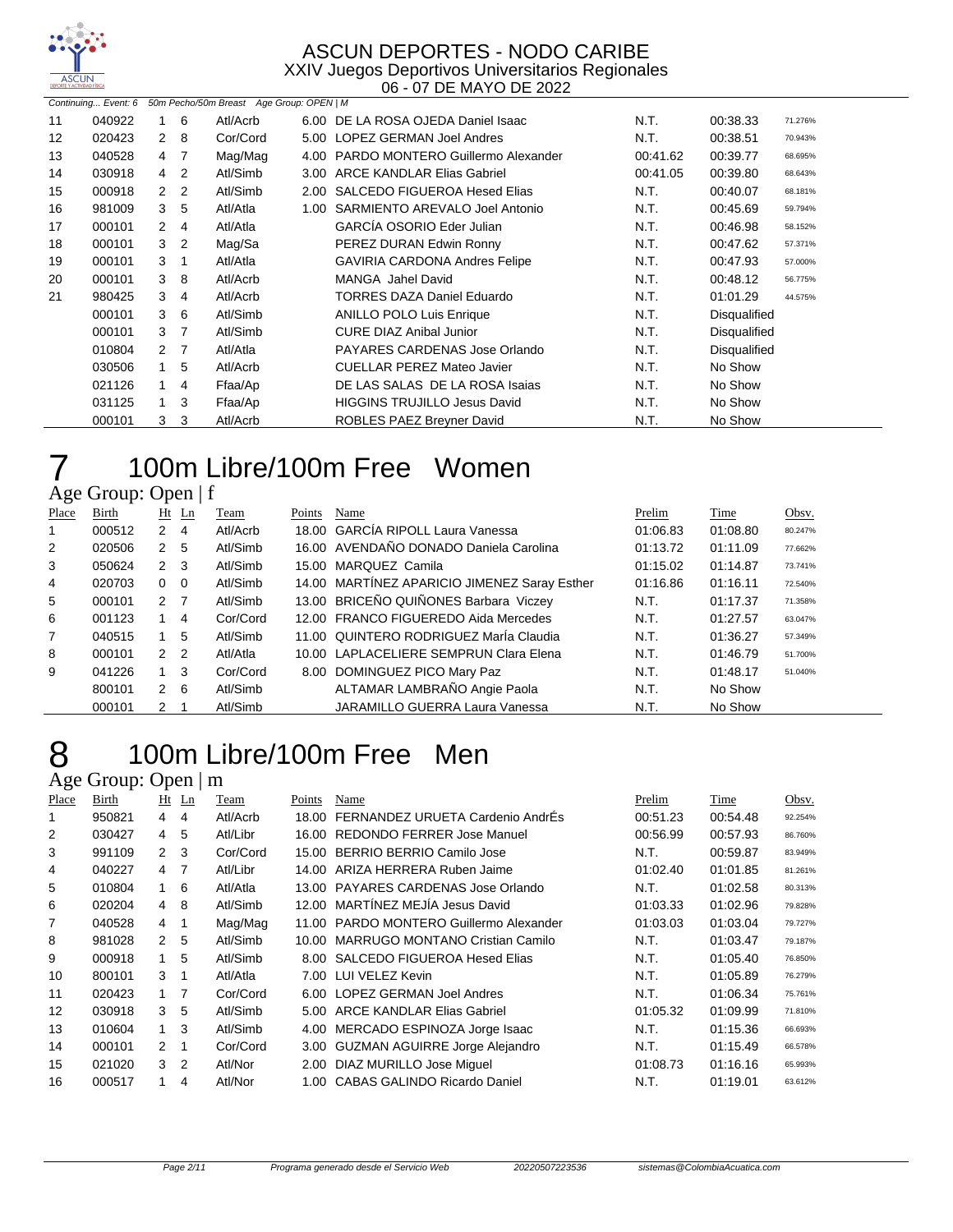Continuing... Event: 6 50m Pecho/50m Breast Age Group: OPEN | M

| Place | Birth | Ht | Ln | Team | Points | Name | Prelim | Time | Obsv. |
|---|---|---|---|---|---|---|---|---|---|
| 11 | 040922 | 1 | 6 | Atl/Acrb | 6.00 | DE LA ROSA OJEDA Daniel Isaac | N.T. | 00:38.33 | 71.276% |
| 12 | 020423 | 2 | 8 | Cor/Cord | 5.00 | LOPEZ GERMAN Joel Andres | N.T. | 00:38.51 | 70.943% |
| 13 | 040528 | 4 | 7 | Mag/Mag | 4.00 | PARDO MONTERO Guillermo Alexander | 00:41.62 | 00:39.77 | 68.695% |
| 14 | 030918 | 4 | 2 | Atl/Simb | 3.00 | ARCE KANDLAR Elias Gabriel | 00:41.05 | 00:39.80 | 68.643% |
| 15 | 000918 | 2 | 2 | Atl/Simb | 2.00 | SALCEDO FIGUEROA Hesed Elias | N.T. | 00:40.07 | 68.181% |
| 16 | 981009 | 3 | 5 | Atl/Atla | 1.00 | SARMIENTO AREVALO Joel Antonio | N.T. | 00:45.69 | 59.794% |
| 17 | 000101 | 2 | 4 | Atl/Atla | | GARCÍA OSORIO Eder Julian | N.T. | 00:46.98 | 58.152% |
| 18 | 000101 | 3 | 2 | Mag/Sa | | PEREZ DURAN Edwin Ronny | N.T. | 00:47.62 | 57.371% |
| 19 | 000101 | 3 | 1 | Atl/Atla | | GAVIRIA CARDONA Andres Felipe | N.T. | 00:47.93 | 57.000% |
| 20 | 000101 | 3 | 8 | Atl/Acrb | | MANGA Jahel David | N.T. | 00:48.12 | 56.775% |
| 21 | 980425 | 3 | 4 | Atl/Acrb | | TORRES DAZA Daniel Eduardo | N.T. | 01:01.29 | 44.575% |
| | 000101 | 3 | 6 | Atl/Simb | | ANILLO POLO Luis Enrique | N.T. | Disqualified | |
| | 000101 | 3 | 7 | Atl/Simb | | CURE DIAZ Anibal Junior | N.T. | Disqualified | |
| | 010804 | 2 | 7 | Atl/Atla | | PAYARES CARDENAS Jose Orlando | N.T. | Disqualified | |
| | 030506 | 1 | 5 | Atl/Acrb | | CUELLAR PEREZ Mateo Javier | N.T. | No Show | |
| | 021126 | 1 | 4 | Ffaa/Ap | | DE LAS SALAS DE LA ROSA Isaias | N.T. | No Show | |
| | 031125 | 1 | 3 | Ffaa/Ap | | HIGGINS TRUJILLO Jesus David | N.T. | No Show | |
| | 000101 | 3 | 3 | Atl/Acrb | | ROBLES PAEZ Breyner David | N.T. | No Show | |

# 7 100m Libre/100m Free Women

Age Group: Open | f

| Place | Birth | Ht | Ln | Team | Points | Name | Prelim | Time | Obsv. |
|---|---|---|---|---|---|---|---|---|---|
| 1 | 000512 | 2 | 4 | Atl/Acrb | 18.00 | GARCÍA RIPOLL Laura Vanessa | 01:06.83 | 01:08.80 | 80.247% |
| 2 | 020506 | 2 | 5 | Atl/Simb | 16.00 | AVENDAÑO DONADO Daniela Carolina | 01:13.72 | 01:11.09 | 77.662% |
| 3 | 050624 | 2 | 3 | Atl/Simb | 15.00 | MARQUEZ Camila | 01:15.02 | 01:14.87 | 73.741% |
| 4 | 020703 | 0 | 0 | Atl/Simb | 14.00 | MARTÍNEZ APARICIO JIMENEZ Saray Esther | 01:16.86 | 01:16.11 | 72.540% |
| 5 | 000101 | 2 | 7 | Atl/Simb | 13.00 | BRICEÑO QUIÑONES Barbara Viczey | N.T. | 01:17.37 | 71.358% |
| 6 | 001123 | 1 | 4 | Cor/Cord | 12.00 | FRANCO FIGUEREDO Aida Mercedes | N.T. | 01:27.57 | 63.047% |
| 7 | 040515 | 1 | 5 | Atl/Simb | 11.00 | QUINTERO RODRIGUEZ MarÍa Claudia | N.T. | 01:36.27 | 57.349% |
| 8 | 000101 | 2 | 2 | Atl/Atla | 10.00 | LAPLACELIERE SEMPRUN Clara Elena | N.T. | 01:46.79 | 51.700% |
| 9 | 041226 | 1 | 3 | Cor/Cord | 8.00 | DOMINGUEZ PICO Mary Paz | N.T. | 01:48.17 | 51.040% |
| | 800101 | 2 | 6 | Atl/Simb | | ALTAMAR LAMBRAÑO Angie Paola | N.T. | No Show | |
| | 000101 | 2 | 1 | Atl/Simb | | JARAMILLO GUERRA Laura Vanessa | N.T. | No Show | |

# 8 100m Libre/100m Free Men

Age Group: Open | m

| Place | Birth | Ht | Ln | Team | Points | Name | Prelim | Time | Obsv. |
|---|---|---|---|---|---|---|---|---|---|
| 1 | 950821 | 4 | 4 | Atl/Acrb | 18.00 | FERNANDEZ URUETA Cardenio AndrÉs | 00:51.23 | 00:54.48 | 92.254% |
| 2 | 030427 | 4 | 5 | Atl/Libr | 16.00 | REDONDO FERRER Jose Manuel | 00:56.99 | 00:57.93 | 86.760% |
| 3 | 991109 | 2 | 3 | Cor/Cord | 15.00 | BERRIO BERRIO Camilo Jose | N.T. | 00:59.87 | 83.949% |
| 4 | 040227 | 4 | 7 | Atl/Libr | 14.00 | ARIZA HERRERA Ruben Jaime | 01:02.40 | 01:01.85 | 81.261% |
| 5 | 010804 | 1 | 6 | Atl/Atla | 13.00 | PAYARES CARDENAS Jose Orlando | N.T. | 01:02.58 | 80.313% |
| 6 | 020204 | 4 | 8 | Atl/Simb | 12.00 | MARTÍNEZ MEJÍA Jesus David | 01:03.33 | 01:02.96 | 79.828% |
| 7 | 040528 | 4 | 1 | Mag/Mag | 11.00 | PARDO MONTERO Guillermo Alexander | 01:03.03 | 01:03.04 | 79.727% |
| 8 | 981028 | 2 | 5 | Atl/Simb | 10.00 | MARRUGO MONTANO Cristian Camilo | N.T. | 01:03.47 | 79.187% |
| 9 | 000918 | 1 | 5 | Atl/Simb | 8.00 | SALCEDO FIGUEROA Hesed Elias | N.T. | 01:05.40 | 76.850% |
| 10 | 800101 | 3 | 1 | Atl/Atla | 7.00 | LUI VELEZ Kevin | N.T. | 01:05.89 | 76.279% |
| 11 | 020423 | 1 | 7 | Cor/Cord | 6.00 | LOPEZ GERMAN Joel Andres | N.T. | 01:06.34 | 75.761% |
| 12 | 030918 | 3 | 5 | Atl/Simb | 5.00 | ARCE KANDLAR Elias Gabriel | 01:05.32 | 01:09.99 | 71.810% |
| 13 | 010604 | 1 | 3 | Atl/Simb | 4.00 | MERCADO ESPINOZA Jorge Isaac | N.T. | 01:15.36 | 66.693% |
| 14 | 000101 | 2 | 1 | Cor/Cord | 3.00 | GUZMAN AGUIRRE Jorge Alejandro | N.T. | 01:15.49 | 66.578% |
| 15 | 021020 | 3 | 2 | Atl/Nor | 2.00 | DIAZ MURILLO Jose Miguel | 01:08.73 | 01:16.16 | 65.993% |
| 16 | 000517 | 1 | 4 | Atl/Nor | 1.00 | CABAS GALINDO Ricardo Daniel | N.T. | 01:19.01 | 63.612% |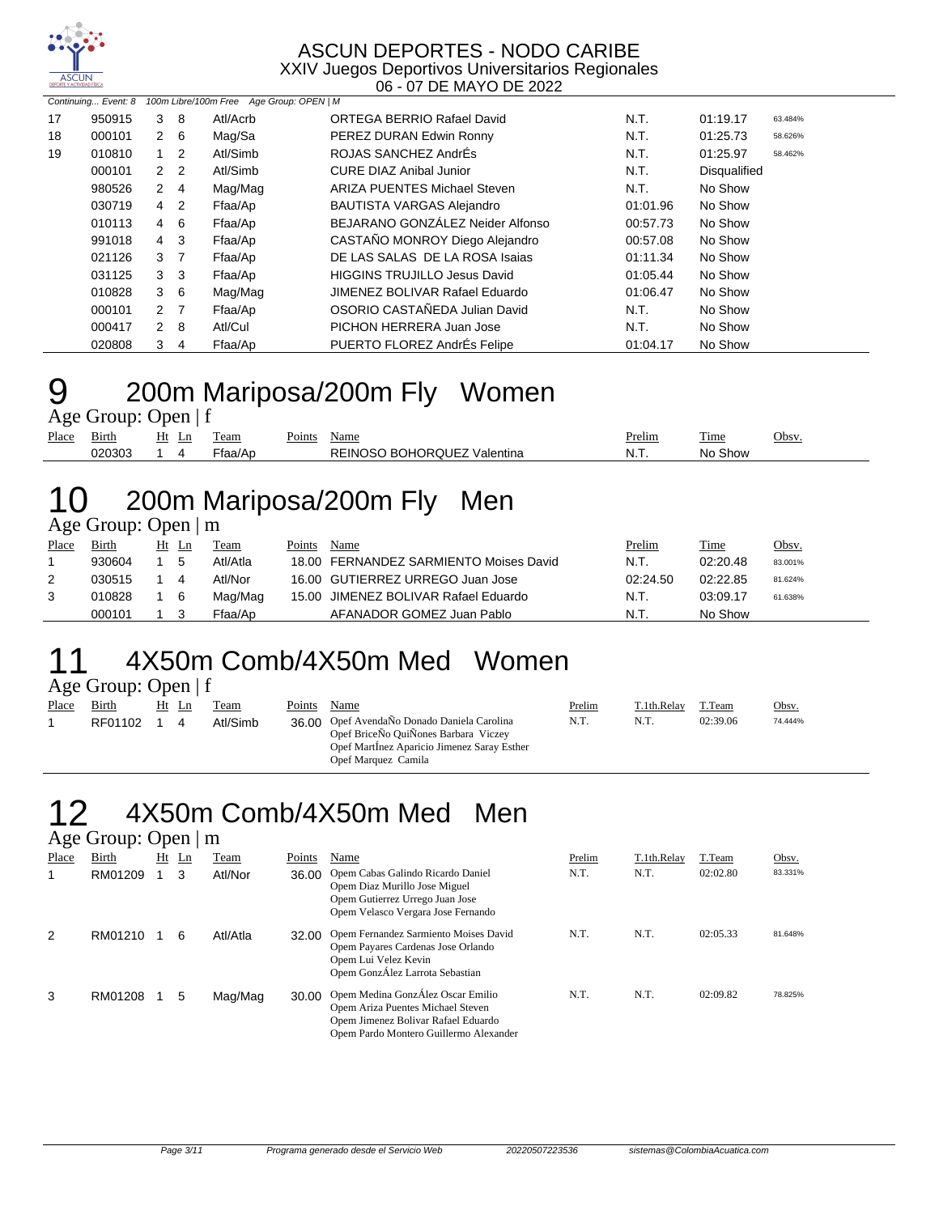Continuing... Event: 8 100m Libre/100m Free Age Group: OPEN | M

| Place | Birth | Ht | Ln | Team | Points | Name | Prelim | Time | Obsv. |
|---|---|---|---|---|---|---|---|---|---|
| 17 | 950915 | 3 | 8 | Atl/Acrb | | ORTEGA BERRIO Rafael David | N.T. | 01:19.17 | 63.484% |
| 18 | 000101 | 2 | 6 | Mag/Sa | | PEREZ DURAN Edwin Ronny | N.T. | 01:25.73 | 58.626% |
| 19 | 010810 | 1 | 2 | Atl/Simb | | ROJAS SANCHEZ AndrÉs | N.T. | 01:25.97 | 58.462% |
| | 000101 | 2 | 2 | Atl/Simb | | CURE DIAZ Anibal Junior | N.T. | Disqualified | |
| | 980526 | 2 | 4 | Mag/Mag | | ARIZA PUENTES Michael Steven | N.T. | No Show | |
| | 030719 | 4 | 2 | Ffaa/Ap | | BAUTISTA VARGAS Alejandro | 01:01.96 | No Show | |
| | 010113 | 4 | 6 | Ffaa/Ap | | BEJARANO GONZÁLEZ Neider Alfonso | 00:57.73 | No Show | |
| | 991018 | 4 | 3 | Ffaa/Ap | | CASTAÑO MONROY Diego Alejandro | 00:57.08 | No Show | |
| | 021126 | 3 | 7 | Ffaa/Ap | | DE LAS SALAS DE LA ROSA Isaias | 01:11.34 | No Show | |
| | 031125 | 3 | 3 | Ffaa/Ap | | HIGGINS TRUJILLO Jesus David | 01:05.44 | No Show | |
| | 010828 | 3 | 6 | Mag/Mag | | JIMENEZ BOLIVAR Rafael Eduardo | 01:06.47 | No Show | |
| | 000101 | 2 | 7 | Ffaa/Ap | | OSORIO CASTAÑEDA Julian David | N.T. | No Show | |
| | 000417 | 2 | 8 | Atl/Cul | | PICHON HERRERA Juan Jose | N.T. | No Show | |
| | 020808 | 3 | 4 | Ffaa/Ap | | PUERTO FLOREZ AndrÉs Felipe | 01:04.17 | No Show | |

# 9 200m Mariposa/200m Fly Women

Age Group: Open | f

| Place | Birth | Ht | Ln | Team | Points | Name | Prelim | Time | Obsv. |
|---|---|---|---|---|---|---|---|---|---|
| | 020303 | 1 | 4 | Ffaa/Ap | | REINOSO BOHORQUEZ Valentina | N.T. | No Show | |

# 10 200m Mariposa/200m Fly Men

Age Group: Open | m

| Place | Birth | Ht | Ln | Team | Points | Name | Prelim | Time | Obsv. |
|---|---|---|---|---|---|---|---|---|---|
| 1 | 930604 | 1 | 5 | Atl/Atla | 18.00 | FERNANDEZ SARMIENTO Moises David | N.T. | 02:20.48 | 83.001% |
| 2 | 030515 | 1 | 4 | Atl/Nor | 16.00 | GUTIERREZ URREGO Juan Jose | 02:24.50 | 02:22.85 | 81.624% |
| 3 | 010828 | 1 | 6 | Mag/Mag | 15.00 | JIMENEZ BOLIVAR Rafael Eduardo | N.T. | 03:09.17 | 61.638% |
| | 000101 | 1 | 3 | Ffaa/Ap | | AFANADOR GOMEZ Juan Pablo | N.T. | No Show | |

# 11 4X50m Comb/4X50m Med Women

Age Group: Open | f

| Place | Birth | Ht | Ln | Team | Points | Name | Prelim | T.1th.Relay | T.Team | Obsv. |
|---|---|---|---|---|---|---|---|---|---|---|
| 1 | RF01102 | 1 | 4 | Atl/Simb | 36.00 | Opef AvendaÑo Donado Daniela Carolina<br>Opef BriceÑo QuiÑones Barbara Viczey<br>Opef MartÍnez Aparicio Jimenez Saray Esther<br>Opef Marquez Camila | N.T. | N.T. | 02:39.06 | 74.444% |

# 12 4X50m Comb/4X50m Med Men

Age Group: Open | m

| Place | Birth | Ht | Ln | Team | Points | Name | Prelim | T.1th.Relay | T.Team | Obsv. |
|---|---|---|---|---|---|---|---|---|---|---|
| 1 | RM01209 | 1 | 3 | Atl/Nor | 36.00 | Opem Cabas Galindo Ricardo Daniel<br>Opem Diaz Murillo Jose Miguel<br>Opem Gutierrez Urrego Juan Jose<br>Opem Velasco Vergara Jose Fernando | N.T. | N.T. | 02:02.80 | 83.331% |
| 2 | RM01210 | 1 | 6 | Atl/Atla | 32.00 | Opem Fernandez Sarmiento Moises David<br>Opem Payares Cardenas Jose Orlando<br>Opem Lui Velez Kevin<br>Opem GonzÁlez Larrota Sebastian | N.T. | N.T. | 02:05.33 | 81.648% |
| 3 | RM01208 | 1 | 5 | Mag/Mag | 30.00 | Opem Medina GonzÁlez Oscar Emilio<br>Opem Ariza Puentes Michael Steven<br>Opem Jimenez Bolivar Rafael Eduardo<br>Opem Pardo Montero Guillermo Alexander | N.T. | N.T. | 02:09.82 | 78.825% |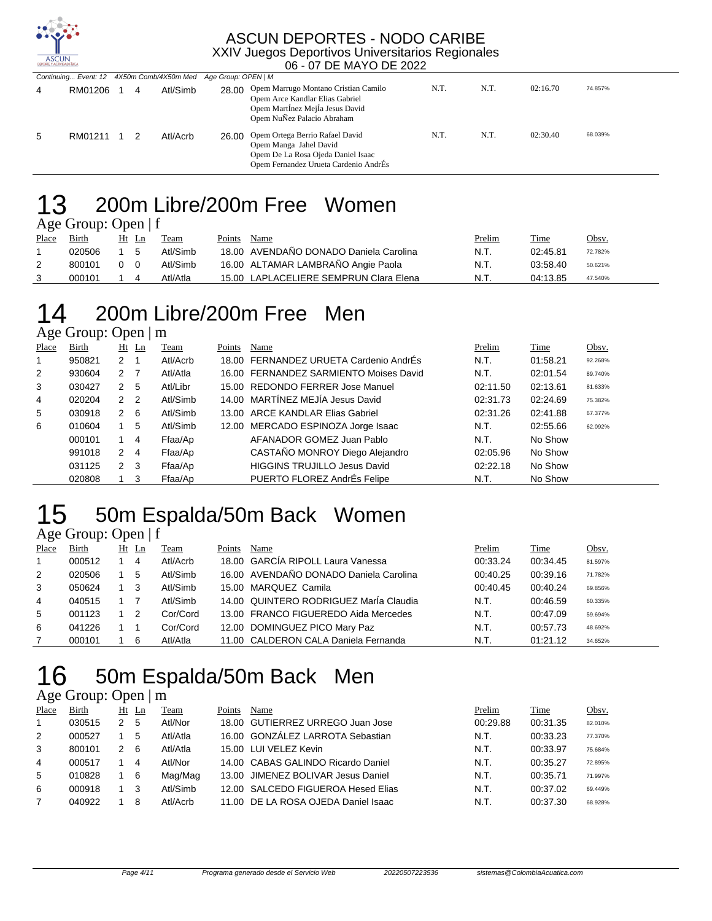Continuing... Event: 12 4X50m Comb/4X50m Med Age Group: OPEN | M

| Place | Birth | Ht | Ln | Team | Points | Name | Prelim | Time | Obsv. |
|---|---|---|---|---|---|---|---|---|---|
| 4 | RM01206 | 1 | 4 | Atl/Simb | 28.00 | Opem Marrugo Montano Cristian Camilo<br>Opem Arce Kandlar Elias Gabriel<br>Opem MartÍnez MejÍa Jesus David<br>Opem NuÑez Palacio Abraham | N.T. | N.T. | 02:16.70 | 74.857% |
| 5 | RM01211 | 1 | 2 | Atl/Acrb | 26.00 | Opem Ortega Berrio Rafael David<br>Opem Manga Jahel David<br>Opem De La Rosa Ojeda Daniel Isaac<br>Opem Fernandez Urueta Cardenio AndrÉs | N.T. | N.T. | 02:30.40 | 68.039% |

# 13 200m Libre/200m Free Women

Age Group: Open | f

| Place | Birth | Ht | Ln | Team | Points | Name | Prelim | Time | Obsv. |
|---|---|---|---|---|---|---|---|---|---|
| 1 | 020506 | 1 | 5 | Atl/Simb | 18.00 | AVENDAÑO DONADO Daniela Carolina | N.T. | 02:45.81 | 72.782% |
| 2 | 800101 | 0 | 0 | Atl/Simb | 16.00 | ALTAMAR LAMBRAÑO Angie Paola | N.T. | 03:58.40 | 50.621% |
| 3 | 000101 | 1 | 4 | Atl/Atla | 15.00 | LAPLACELIERE SEMPRUN Clara Elena | N.T. | 04:13.85 | 47.540% |

# 14 200m Libre/200m Free Men

Age Group: Open | m

| Place | Birth | Ht | Ln | Team | Points | Name | Prelim | Time | Obsv. |
|---|---|---|---|---|---|---|---|---|---|
| 1 | 950821 | 2 | 1 | Atl/Acrb | 18.00 | FERNANDEZ URUETA Cardenio AndrÉs | N.T. | 01:58.21 | 92.268% |
| 2 | 930604 | 2 | 7 | Atl/Atla | 16.00 | FERNANDEZ SARMIENTO Moises David | N.T. | 02:01.54 | 89.740% |
| 3 | 030427 | 2 | 5 | Atl/Libr | 15.00 | REDONDO FERRER Jose Manuel | 02:11.50 | 02:13.61 | 81.633% |
| 4 | 020204 | 2 | 2 | Atl/Simb | 14.00 | MARTÍNEZ MEJÍA Jesus David | 02:31.73 | 02:24.69 | 75.382% |
| 5 | 030918 | 2 | 6 | Atl/Simb | 13.00 | ARCE KANDLAR Elias Gabriel | 02:31.26 | 02:41.88 | 67.377% |
| 6 | 010604 | 1 | 5 | Atl/Simb | 12.00 | MERCADO ESPINOZA Jorge Isaac | N.T. | 02:55.66 | 62.092% |
| | 000101 | 1 | 4 | Ffaa/Ap | | AFANADOR GOMEZ Juan Pablo | N.T. | No Show | |
| | 991018 | 2 | 4 | Ffaa/Ap | | CASTAÑO MONROY Diego Alejandro | 02:05.96 | No Show | |
| | 031125 | 2 | 3 | Ffaa/Ap | | HIGGINS TRUJILLO Jesus David | 02:22.18 | No Show | |
| | 020808 | 1 | 3 | Ffaa/Ap | | PUERTO FLOREZ AndrÉs Felipe | N.T. | No Show | |

# 15 50m Espalda/50m Back Women

Age Group: Open | f

| Place | Birth | Ht | Ln | Team | Points | Name | Prelim | Time | Obsv. |
|---|---|---|---|---|---|---|---|---|---|
| 1 | 000512 | 1 | 4 | Atl/Acrb | 18.00 | GARCÍA RIPOLL Laura Vanessa | 00:33.24 | 00:34.45 | 81.597% |
| 2 | 020506 | 1 | 5 | Atl/Simb | 16.00 | AVENDAÑO DONADO Daniela Carolina | 00:40.25 | 00:39.16 | 71.782% |
| 3 | 050624 | 1 | 3 | Atl/Simb | 15.00 | MARQUEZ Camila | 00:40.45 | 00:40.24 | 69.856% |
| 4 | 040515 | 1 | 7 | Atl/Simb | 14.00 | QUINTERO RODRIGUEZ MarÍa Claudia | N.T. | 00:46.59 | 60.335% |
| 5 | 001123 | 1 | 2 | Cor/Cord | 13.00 | FRANCO FIGUEREDO Aida Mercedes | N.T. | 00:47.09 | 59.694% |
| 6 | 041226 | 1 | 1 | Cor/Cord | 12.00 | DOMINGUEZ PICO Mary Paz | N.T. | 00:57.73 | 48.692% |
| 7 | 000101 | 1 | 6 | Atl/Atla | 11.00 | CALDERON CALA Daniela Fernanda | N.T. | 01:21.12 | 34.652% |

# 16 50m Espalda/50m Back Men

Age Group: Open | m

| Place | Birth | Ht | Ln | Team | Points | Name | Prelim | Time | Obsv. |
|---|---|---|---|---|---|---|---|---|---|
| 1 | 030515 | 2 | 5 | Atl/Nor | 18.00 | GUTIERREZ URREGO Juan Jose | 00:29.88 | 00:31.35 | 82.010% |
| 2 | 000527 | 1 | 5 | Atl/Atla | 16.00 | GONZÁLEZ LARROTA Sebastian | N.T. | 00:33.23 | 77.370% |
| 3 | 800101 | 2 | 6 | Atl/Atla | 15.00 | LUI VELEZ Kevin | N.T. | 00:33.97 | 75.684% |
| 4 | 000517 | 1 | 4 | Atl/Nor | 14.00 | CABAS GALINDO Ricardo Daniel | N.T. | 00:35.27 | 72.895% |
| 5 | 010828 | 1 | 6 | Mag/Mag | 13.00 | JIMENEZ BOLIVAR Jesus Daniel | N.T. | 00:35.71 | 71.997% |
| 6 | 000918 | 1 | 3 | Atl/Simb | 12.00 | SALCEDO FIGUEROA Hesed Elias | N.T. | 00:37.02 | 69.449% |
| 7 | 040922 | 1 | 8 | Atl/Acrb | 11.00 | DE LA ROSA OJEDA Daniel Isaac | N.T. | 00:37.30 | 68.928% |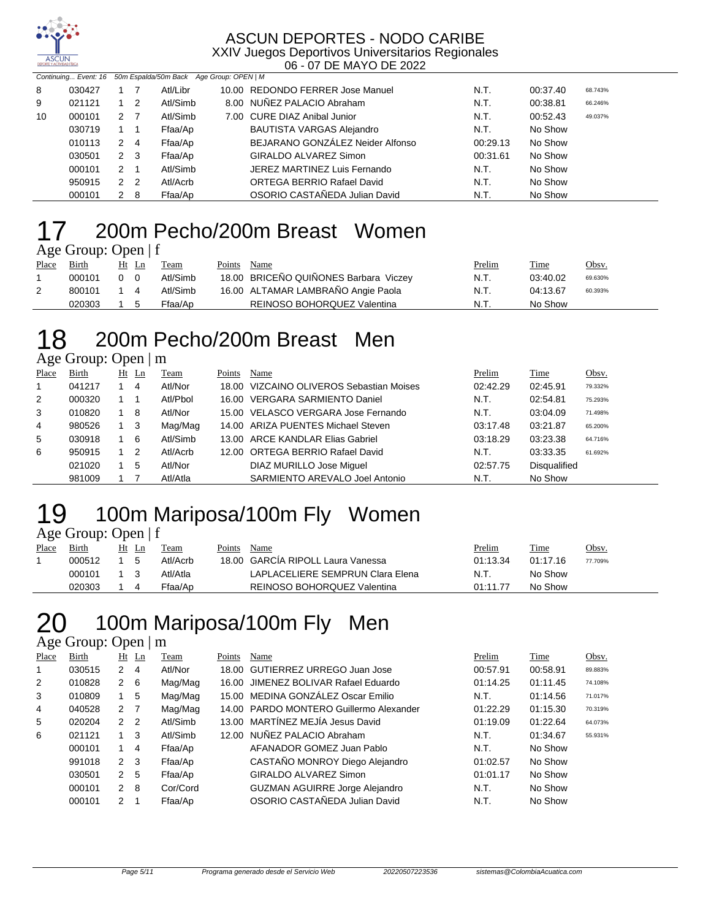Continuing... Event: 16 50m Espalda/50m Back Age Group: OPEN | M

| Place | Birth | Ht | Ln | Team | Points | Name | Prelim | Time | Obsv. |
|---|---|---|---|---|---|---|---|---|---|
| 8 | 030427 | 1 | 7 | Atl/Libr | 10.00 | REDONDO FERRER Jose Manuel | N.T. | 00:37.40 | 68.743% |
| 9 | 021121 | 1 | 2 | Atl/Simb | 8.00 | NUÑEZ PALACIO Abraham | N.T. | 00:38.81 | 66.246% |
| 10 | 000101 | 2 | 7 | Atl/Simb | 7.00 | CURE DIAZ Anibal Junior | N.T. | 00:52.43 | 49.037% |
| | 030719 | 1 | 1 | Ffaa/Ap | | BAUTISTA VARGAS Alejandro | N.T. | No Show | |
| | 010113 | 2 | 4 | Ffaa/Ap | | BEJARANO GONZÁLEZ Neider Alfonso | 00:29.13 | No Show | |
| | 030501 | 2 | 3 | Ffaa/Ap | | GIRALDO ALVAREZ Simon | 00:31.61 | No Show | |
| | 000101 | 2 | 1 | Atl/Simb | | JEREZ MARTINEZ Luis Fernando | N.T. | No Show | |
| | 950915 | 2 | 2 | Atl/Acrb | | ORTEGA BERRIO Rafael David | N.T. | No Show | |
| | 000101 | 2 | 8 | Ffaa/Ap | | OSORIO CASTAÑEDA Julian David | N.T. | No Show | |

# 17 200m Pecho/200m Breast Women

Age Group: Open | f

| Place | Birth | Ht | Ln | Team | Points | Name | Prelim | Time | Obsv. |
|---|---|---|---|---|---|---|---|---|---|
| 1 | 000101 | 0 | 0 | Atl/Simb | 18.00 | BRICEÑO QUIÑONES Barbara Viczey | N.T. | 03:40.02 | 69.630% |
| 2 | 800101 | 1 | 4 | Atl/Simb | 16.00 | ALTAMAR LAMBRAÑO Angie Paola | N.T. | 04:13.67 | 60.393% |
| | 020303 | 1 | 5 | Ffaa/Ap | | REINOSO BOHORQUEZ Valentina | N.T. | No Show | |

# 18 200m Pecho/200m Breast Men

Age Group: Open | m

| Place | Birth | Ht | Ln | Team | Points | Name | Prelim | Time | Obsv. |
|---|---|---|---|---|---|---|---|---|---|
| 1 | 041217 | 1 | 4 | Atl/Nor | 18.00 | VIZCAINO OLIVEROS Sebastian Moises | 02:42.29 | 02:45.91 | 79.332% |
| 2 | 000320 | 1 | 1 | Atl/Pbol | 16.00 | VERGARA SARMIENTO Daniel | N.T. | 02:54.81 | 75.293% |
| 3 | 010820 | 1 | 8 | Atl/Nor | 15.00 | VELASCO VERGARA Jose Fernando | N.T. | 03:04.09 | 71.498% |
| 4 | 980526 | 1 | 3 | Mag/Mag | 14.00 | ARIZA PUENTES Michael Steven | 03:17.48 | 03:21.87 | 65.200% |
| 5 | 030918 | 1 | 6 | Atl/Simb | 13.00 | ARCE KANDLAR Elias Gabriel | 03:18.29 | 03:23.38 | 64.716% |
| 6 | 950915 | 1 | 2 | Atl/Acrb | 12.00 | ORTEGA BERRIO Rafael David | N.T. | 03:33.35 | 61.692% |
| | 021020 | 1 | 5 | Atl/Nor | | DIAZ MURILLO Jose Miguel | 02:57.75 | Disqualified | |
| | 981009 | 1 | 7 | Atl/Atla | | SARMIENTO AREVALO Joel Antonio | N.T. | No Show | |

# 19 100m Mariposa/100m Fly Women

Age Group: Open | f

| Place | Birth | Ht | Ln | Team | Points | Name | Prelim | Time | Obsv. |
|---|---|---|---|---|---|---|---|---|---|
| 1 | 000512 | 1 | 5 | Atl/Acrb | 18.00 | GARCÍA RIPOLL Laura Vanessa | 01:13.34 | 01:17.16 | 77.709% |
| | 000101 | 1 | 3 | Atl/Atla | | LAPLACELIERE SEMPRUN Clara Elena | N.T. | No Show | |
| | 020303 | 1 | 4 | Ffaa/Ap | | REINOSO BOHORQUEZ Valentina | 01:11.77 | No Show | |

# 20 100m Mariposa/100m Fly Men

Age Group: Open | m

| Place | Birth | Ht | Ln | Team | Points | Name | Prelim | Time | Obsv. |
|---|---|---|---|---|---|---|---|---|---|
| 1 | 030515 | 2 | 4 | Atl/Nor | 18.00 | GUTIERREZ URREGO Juan Jose | 00:57.91 | 00:58.91 | 89.883% |
| 2 | 010828 | 2 | 6 | Mag/Mag | 16.00 | JIMENEZ BOLIVAR Rafael Eduardo | 01:14.25 | 01:11.45 | 74.108% |
| 3 | 010809 | 1 | 5 | Mag/Mag | 15.00 | MEDINA GONZÁLEZ Oscar Emilio | N.T. | 01:14.56 | 71.017% |
| 4 | 040528 | 2 | 7 | Mag/Mag | 14.00 | PARDO MONTERO Guillermo Alexander | 01:22.29 | 01:15.30 | 70.319% |
| 5 | 020204 | 2 | 2 | Atl/Simb | 13.00 | MARTÍNEZ MEJÍA Jesus David | 01:19.09 | 01:22.64 | 64.073% |
| 6 | 021121 | 1 | 3 | Atl/Simb | 12.00 | NUÑEZ PALACIO Abraham | N.T. | 01:34.67 | 55.931% |
| | 000101 | 1 | 4 | Ffaa/Ap | | AFANADOR GOMEZ Juan Pablo | N.T. | No Show | |
| | 991018 | 2 | 3 | Ffaa/Ap | | CASTAÑO MONROY Diego Alejandro | 01:02.57 | No Show | |
| | 030501 | 2 | 5 | Ffaa/Ap | | GIRALDO ALVAREZ Simon | 01:01.17 | No Show | |
| | 000101 | 2 | 8 | Cor/Cord | | GUZMAN AGUIRRE Jorge Alejandro | N.T. | No Show | |
| | 000101 | 2 | 1 | Ffaa/Ap | | OSORIO CASTAÑEDA Julian David | N.T. | No Show | |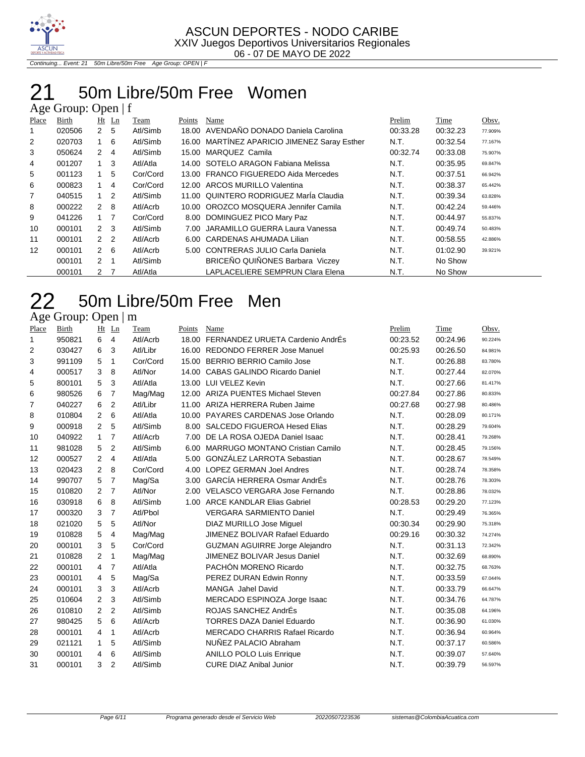Continuing... Event: 21 50m Libre/50m Free Age Group: OPEN | F

# 21 50m Libre/50m Free Women

## Age Group: Open | f

| Place | Birth | Ht | Ln | Team | Points | Name | Prelim | Time | Obsv. |
|---|---|---|---|---|---|---|---|---|---|
| 1 | 020506 | 2 | 5 | Atl/Simb | 18.00 | AVENDAÑO DONADO Daniela Carolina | 00:33.28 | 00:32.23 | 77.909% |
| 2 | 020703 | 1 | 6 | Atl/Simb | 16.00 | MARTÍNEZ APARICIO JIMENEZ Saray Esther | N.T. | 00:32.54 | 77.167% |
| 3 | 050624 | 2 | 4 | Atl/Simb | 15.00 | MARQUEZ Camila | 00:32.74 | 00:33.08 | 75.907% |
| 4 | 001207 | 1 | 3 | Atl/Atla | 14.00 | SOTELO ARAGON Fabiana Melissa | N.T. | 00:35.95 | 69.847% |
| 5 | 001123 | 1 | 5 | Cor/Cord | 13.00 | FRANCO FIGUEREDO Aida Mercedes | N.T. | 00:37.51 | 66.942% |
| 6 | 000823 | 1 | 4 | Cor/Cord | 12.00 | ARCOS MURILLO Valentina | N.T. | 00:38.37 | 65.442% |
| 7 | 040515 | 1 | 2 | Atl/Simb | 11.00 | QUINTERO RODRIGUEZ MarÍa Claudia | N.T. | 00:39.34 | 63.828% |
| 8 | 000222 | 2 | 8 | Atl/Acrb | 10.00 | OROZCO MOSQUERA Jennifer Camila | N.T. | 00:42.24 | 59.446% |
| 9 | 041226 | 1 | 7 | Cor/Cord | 8.00 | DOMINGUEZ PICO Mary Paz | N.T. | 00:44.97 | 55.837% |
| 10 | 000101 | 2 | 3 | Atl/Simb | 7.00 | JARAMILLO GUERRA Laura Vanessa | N.T. | 00:49.74 | 50.483% |
| 11 | 000101 | 2 | 2 | Atl/Acrb | 6.00 | CARDENAS AHUMADA Lilian | N.T. | 00:58.55 | 42.886% |
| 12 | 000101 | 2 | 6 | Atl/Acrb | 5.00 | CONTRERAS JULIO Carla Daniela | N.T. | 01:02.90 | 39.921% |
| | 000101 | 2 | 1 | Atl/Simb | | BRICEÑO QUIÑONES Barbara Viczey | N.T. | No Show | |
| | 000101 | 2 | 7 | Atl/Atla | | LAPLACELIERE SEMPRUN Clara Elena | N.T. | No Show | |

# 22 50m Libre/50m Free Men

## Age Group: Open | m

| Place | Birth | Ht | Ln | Team | Points | Name | Prelim | Time | Obsv. |
|---|---|---|---|---|---|---|---|---|---|
| 1 | 950821 | 6 | 4 | Atl/Acrb | 18.00 | FERNANDEZ URUETA Cardenio AndrÉs | 00:23.52 | 00:24.96 | 90.224% |
| 2 | 030427 | 6 | 3 | Atl/Libr | 16.00 | REDONDO FERRER Jose Manuel | 00:25.93 | 00:26.50 | 84.981% |
| 3 | 991109 | 5 | 1 | Cor/Cord | 15.00 | BERRIO BERRIO Camilo Jose | N.T. | 00:26.88 | 83.780% |
| 4 | 000517 | 3 | 8 | Atl/Nor | 14.00 | CABAS GALINDO Ricardo Daniel | N.T. | 00:27.44 | 82.070% |
| 5 | 800101 | 5 | 3 | Atl/Atla | 13.00 | LUI VELEZ Kevin | N.T. | 00:27.66 | 81.417% |
| 6 | 980526 | 6 | 7 | Mag/Mag | 12.00 | ARIZA PUENTES Michael Steven | 00:27.84 | 00:27.86 | 80.833% |
| 7 | 040227 | 6 | 2 | Atl/Libr | 11.00 | ARIZA HERRERA Ruben Jaime | 00:27.68 | 00:27.98 | 80.486% |
| 8 | 010804 | 2 | 6 | Atl/Atla | 10.00 | PAYARES CARDENAS Jose Orlando | N.T. | 00:28.09 | 80.171% |
| 9 | 000918 | 2 | 5 | Atl/Simb | 8.00 | SALCEDO FIGUEROA Hesed Elias | N.T. | 00:28.29 | 79.604% |
| 10 | 040922 | 1 | 7 | Atl/Acrb | 7.00 | DE LA ROSA OJEDA Daniel Isaac | N.T. | 00:28.41 | 79.268% |
| 11 | 981028 | 5 | 2 | Atl/Simb | 6.00 | MARRUGO MONTANO Cristian Camilo | N.T. | 00:28.45 | 79.156% |
| 12 | 000527 | 2 | 4 | Atl/Atla | 5.00 | GONZÁLEZ LARROTA Sebastian | N.T. | 00:28.67 | 78.549% |
| 13 | 020423 | 2 | 8 | Cor/Cord | 4.00 | LOPEZ GERMAN Joel Andres | N.T. | 00:28.74 | 78.358% |
| 14 | 990707 | 5 | 7 | Mag/Sa | 3.00 | GARCÍA HERRERA Osmar AndrÉs | N.T. | 00:28.76 | 78.303% |
| 15 | 010820 | 2 | 7 | Atl/Nor | 2.00 | VELASCO VERGARA Jose Fernando | N.T. | 00:28.86 | 78.032% |
| 16 | 030918 | 6 | 8 | Atl/Simb | 1.00 | ARCE KANDLAR Elias Gabriel | 00:28.53 | 00:29.20 | 77.123% |
| 17 | 000320 | 3 | 7 | Atl/Pbol | | VERGARA SARMIENTO Daniel | N.T. | 00:29.49 | 76.365% |
| 18 | 021020 | 5 | 5 | Atl/Nor | | DIAZ MURILLO Jose Miguel | 00:30.34 | 00:29.90 | 75.318% |
| 19 | 010828 | 5 | 4 | Mag/Mag | | JIMENEZ BOLIVAR Rafael Eduardo | 00:29.16 | 00:30.32 | 74.274% |
| 20 | 000101 | 3 | 5 | Cor/Cord | | GUZMAN AGUIRRE Jorge Alejandro | N.T. | 00:31.13 | 72.342% |
| 21 | 010828 | 2 | 1 | Mag/Mag | | JIMENEZ BOLIVAR Jesus Daniel | N.T. | 00:32.69 | 68.890% |
| 22 | 000101 | 4 | 7 | Atl/Atla | | PACHÓN MORENO Ricardo | N.T. | 00:32.75 | 68.763% |
| 23 | 000101 | 4 | 5 | Mag/Sa | | PEREZ DURAN Edwin Ronny | N.T. | 00:33.59 | 67.044% |
| 24 | 000101 | 3 | 3 | Atl/Acrb | | MANGA Jahel David | N.T. | 00:33.79 | 66.647% |
| 25 | 010604 | 2 | 3 | Atl/Simb | | MERCADO ESPINOZA Jorge Isaac | N.T. | 00:34.76 | 64.787% |
| 26 | 010810 | 2 | 2 | Atl/Simb | | ROJAS SANCHEZ AndrÉs | N.T. | 00:35.08 | 64.196% |
| 27 | 980425 | 5 | 6 | Atl/Acrb | | TORRES DAZA Daniel Eduardo | N.T. | 00:36.90 | 61.030% |
| 28 | 000101 | 4 | 1 | Atl/Acrb | | MERCADO CHARRIS Rafael Ricardo | N.T. | 00:36.94 | 60.964% |
| 29 | 021121 | 1 | 5 | Atl/Simb | | NUÑEZ PALACIO Abraham | N.T. | 00:37.17 | 60.586% |
| 30 | 000101 | 4 | 6 | Atl/Simb | | ANILLO POLO Luis Enrique | N.T. | 00:39.07 | 57.640% |
| 31 | 000101 | 3 | 2 | Atl/Simb | | CURE DIAZ Anibal Junior | N.T. | 00:39.79 | 56.597% |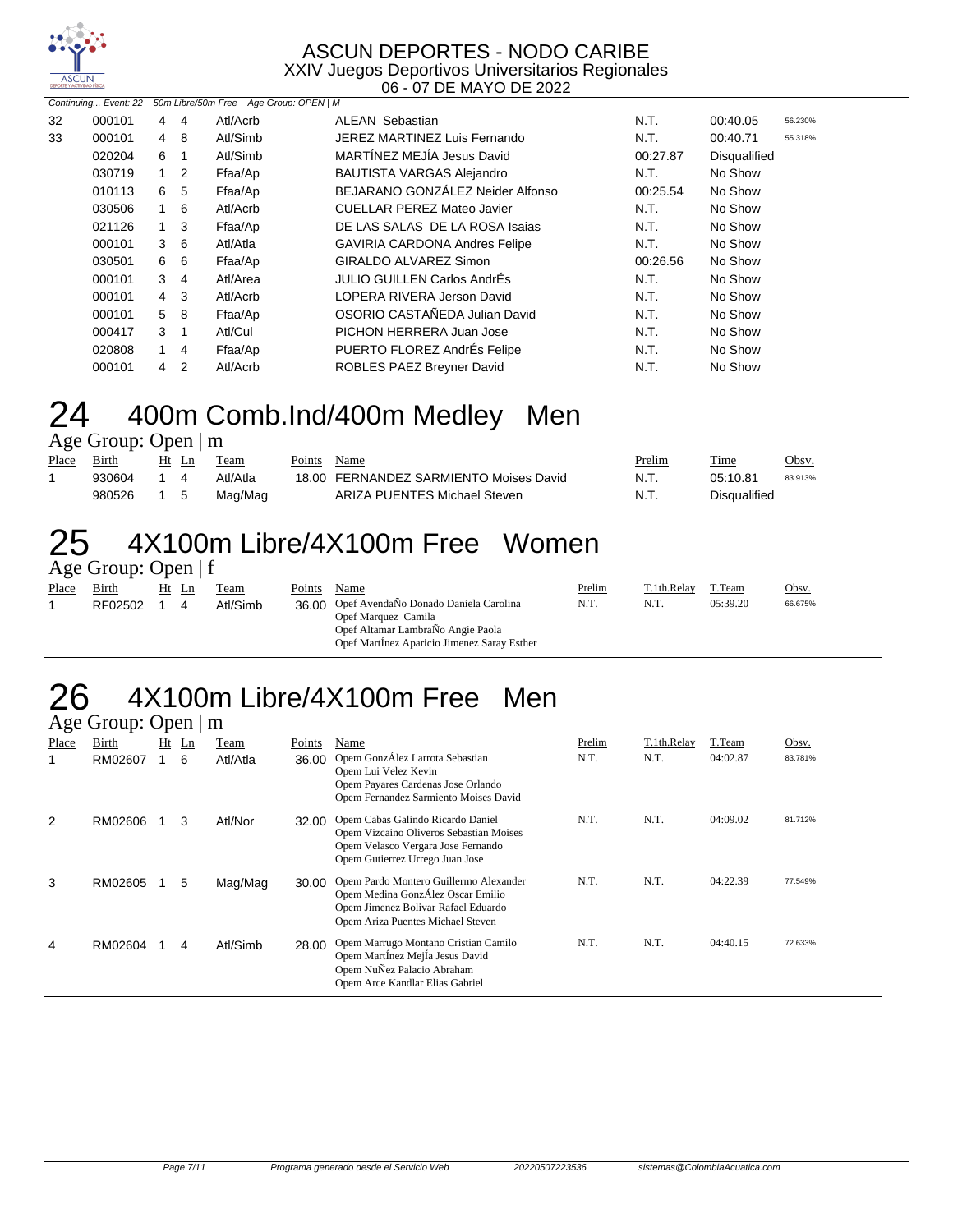ASCUN DEPORTES - NODO CARIBE
XXIV Juegos Deportivos Universitarios Regionales
06 - 07 DE MAYO DE 2022

*Continuing... Event: 22 50m Libre/50m Free Age Group: OPEN | M*

| Place | Birth | Ht | Ln | Team | Name | Prelim | Time | Obsv. |
|---|---|---|---|---|---|---|---|---|
| 32 | 000101 | 4 | 4 | Atl/Acrb | ALEAN Sebastian | N.T. | 00:40.05 | 56.230% |
| 33 | 000101 | 4 | 8 | Atl/Simb | JEREZ MARTINEZ Luis Fernando | N.T. | 00:40.71 | 55.318% |
| | 020204 | 6 | 1 | Atl/Simb | MARTÍNEZ MEJÍA Jesus David | 00:27.87 | Disqualified | |
| | 030719 | 1 | 2 | Ffaa/Ap | BAUTISTA VARGAS Alejandro | N.T. | No Show | |
| | 010113 | 6 | 5 | Ffaa/Ap | BEJARANO GONZÁLEZ Neider Alfonso | 00:25.54 | No Show | |
| | 030506 | 1 | 6 | Atl/Acrb | CUELLAR PEREZ Mateo Javier | N.T. | No Show | |
| | 021126 | 1 | 3 | Ffaa/Ap | DE LAS SALAS DE LA ROSA Isaias | N.T. | No Show | |
| | 000101 | 3 | 6 | Atl/Atla | GAVIRIA CARDONA Andres Felipe | N.T. | No Show | |
| | 030501 | 6 | 6 | Ffaa/Ap | GIRALDO ALVAREZ Simon | 00:26.56 | No Show | |
| | 000101 | 3 | 4 | Atl/Area | JULIO GUILLEN Carlos AndrÉs | N.T. | No Show | |
| | 000101 | 4 | 3 | Atl/Acrb | LOPERA RIVERA Jerson David | N.T. | No Show | |
| | 000101 | 5 | 8 | Ffaa/Ap | OSORIO CASTAÑEDA Julian David | N.T. | No Show | |
| | 000417 | 3 | 1 | Atl/Cul | PICHON HERRERA Juan Jose | N.T. | No Show | |
| | 020808 | 1 | 4 | Ffaa/Ap | PUERTO FLOREZ AndrÉs Felipe | N.T. | No Show | |
| | 000101 | 4 | 2 | Atl/Acrb | ROBLES PAEZ Breyner David | N.T. | No Show | |

# 24 400m Comb.Ind/400m Medley Men

Age Group: Open | m

| Place | Birth | Ht | Ln | Team | Points | Name | Prelim | Time | Obsv. |
|---|---|---|---|---|---|---|---|---|---|
| 1 | 930604 | 1 | 4 | Atl/Atla | 18.00 | FERNANDEZ SARMIENTO Moises David | N.T. | 05:10.81 | 83.913% |
| | 980526 | 1 | 5 | Mag/Mag | | ARIZA PUENTES Michael Steven | N.T. | Disqualified | |

# 25 4X100m Libre/4X100m Free Women

Age Group: Open | f

| Place | Birth | Ht | Ln | Team | Points | Name | Prelim | T.1th.Relay | T.Team | Obsv. |
|---|---|---|---|---|---|---|---|---|---|---|
| 1 | RF02502 | 1 | 4 | Atl/Simb | 36.00 | Opef AvendaÑo Donado Daniela Carolina<br>Opef Marquez Camila<br>Opef Altamar LambraÑo Angie Paola<br>Opef MartÍnez Aparicio Jimenez Saray Esther | N.T. | N.T. | 05:39.20 | 66.675% |

# 26 4X100m Libre/4X100m Free Men

Age Group: Open | m

| Place | Birth | Ht | Ln | Team | Points | Name | Prelim | T.1th.Relay | T.Team | Obsv. |
|---|---|---|---|---|---|---|---|---|---|---|
| 1 | RM02607 | 1 | 6 | Atl/Atla | 36.00 | Opem GonzÁlez Larrota Sebastian<br>Opem Lui Velez Kevin<br>Opem Payares Cardenas Jose Orlando<br>Opem Fernandez Sarmiento Moises David | N.T. | N.T. | 04:02.87 | 83.781% |
| 2 | RM02606 | 1 | 3 | Atl/Nor | 32.00 | Opem Cabas Galindo Ricardo Daniel<br>Opem Vizcaino Oliveros Sebastian Moises<br>Opem Velasco Vergara Jose Fernando<br>Opem Gutierrez Urrego Juan Jose | N.T. | N.T. | 04:09.02 | 81.712% |
| 3 | RM02605 | 1 | 5 | Mag/Mag | 30.00 | Opem Pardo Montero Guillermo Alexander<br>Opem Medina GonzÁlez Oscar Emilio<br>Opem Jimenez Bolivar Rafael Eduardo<br>Opem Ariza Puentes Michael Steven | N.T. | N.T. | 04:22.39 | 77.549% |
| 4 | RM02604 | 1 | 4 | Atl/Simb | 28.00 | Opem Marrugo Montano Cristian Camilo<br>Opem MartÍnez MejÍa Jesus David<br>Opem NuÑez Palacio Abraham<br>Opem Arce Kandlar Elias Gabriel | N.T. | N.T. | 04:40.15 | 72.633% |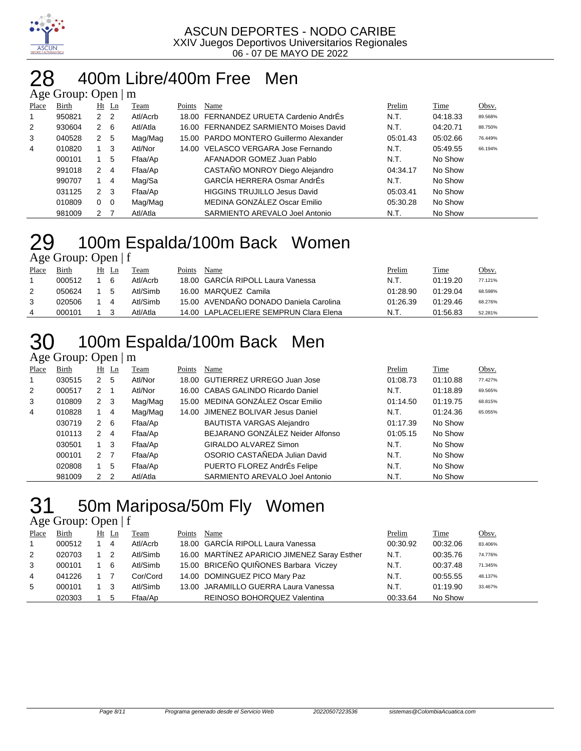ASCUN DEPORTES - NODO CARIBE
XXIV Juegos Deportivos Universitarios Regionales
06 - 07 DE MAYO DE 2022

# 28 400m Libre/400m Free Men

Age Group: Open | m

| Place | Birth | Ht | Ln | Team | Points | Name | Prelim | Time | Obsv. |
|---|---|---|---|---|---|---|---|---|---|
| 1 | 950821 | 2 | 2 | Atl/Acrb | 18.00 | FERNANDEZ URUETA Cardenio AndrÉs | N.T. | 04:18.33 | 89.568% |
| 2 | 930604 | 2 | 6 | Atl/Atla | 16.00 | FERNANDEZ SARMIENTO Moises David | N.T. | 04:20.71 | 88.750% |
| 3 | 040528 | 2 | 5 | Mag/Mag | 15.00 | PARDO MONTERO Guillermo Alexander | 05:01.43 | 05:02.66 | 76.449% |
| 4 | 010820 | 1 | 3 | Atl/Nor | 14.00 | VELASCO VERGARA Jose Fernando | N.T. | 05:49.55 | 66.194% |
| | 000101 | 1 | 5 | Ffaa/Ap | | AFANADOR GOMEZ Juan Pablo | N.T. | No Show | |
| | 991018 | 2 | 4 | Ffaa/Ap | | CASTAÑO MONROY Diego Alejandro | 04:34.17 | No Show | |
| | 990707 | 1 | 4 | Mag/Sa | | GARCÍA HERRERA Osmar AndrÉs | N.T. | No Show | |
| | 031125 | 2 | 3 | Ffaa/Ap | | HIGGINS TRUJILLO Jesus David | 05:03.41 | No Show | |
| | 010809 | 0 | 0 | Mag/Mag | | MEDINA GONZÁLEZ Oscar Emilio | 05:30.28 | No Show | |
| | 981009 | 2 | 7 | Atl/Atla | | SARMIENTO AREVALO Joel Antonio | N.T. | No Show | |

# 29 100m Espalda/100m Back Women

Age Group: Open | f

| Place | Birth | Ht | Ln | Team | Points | Name | Prelim | Time | Obsv. |
|---|---|---|---|---|---|---|---|---|---|
| 1 | 000512 | 1 | 6 | Atl/Acrb | 18.00 | GARCÍA RIPOLL Laura Vanessa | N.T. | 01:19.20 | 77.121% |
| 2 | 050624 | 1 | 5 | Atl/Simb | 16.00 | MARQUEZ Camila | 01:28.90 | 01:29.04 | 68.598% |
| 3 | 020506 | 1 | 4 | Atl/Simb | 15.00 | AVENDAÑO DONADO Daniela Carolina | 01:26.39 | 01:29.46 | 68.276% |
| 4 | 000101 | 1 | 3 | Atl/Atla | 14.00 | LAPLACELIERE SEMPRUN Clara Elena | N.T. | 01:56.83 | 52.281% |

# 30 100m Espalda/100m Back Men

Age Group: Open | m

| Place | Birth | Ht | Ln | Team | Points | Name | Prelim | Time | Obsv. |
|---|---|---|---|---|---|---|---|---|---|
| 1 | 030515 | 2 | 5 | Atl/Nor | 18.00 | GUTIERREZ URREGO Juan Jose | 01:08.73 | 01:10.88 | 77.427% |
| 2 | 000517 | 2 | 1 | Atl/Nor | 16.00 | CABAS GALINDO Ricardo Daniel | N.T. | 01:18.89 | 69.565% |
| 3 | 010809 | 2 | 3 | Mag/Mag | 15.00 | MEDINA GONZÁLEZ Oscar Emilio | 01:14.50 | 01:19.75 | 68.815% |
| 4 | 010828 | 1 | 4 | Mag/Mag | 14.00 | JIMENEZ BOLIVAR Jesus Daniel | N.T. | 01:24.36 | 65.055% |
| | 030719 | 2 | 6 | Ffaa/Ap | | BAUTISTA VARGAS Alejandro | 01:17.39 | No Show | |
| | 010113 | 2 | 4 | Ffaa/Ap | | BEJARANO GONZÁLEZ Neider Alfonso | 01:05.15 | No Show | |
| | 030501 | 1 | 3 | Ffaa/Ap | | GIRALDO ALVAREZ Simon | N.T. | No Show | |
| | 000101 | 2 | 7 | Ffaa/Ap | | OSORIO CASTAÑEDA Julian David | N.T. | No Show | |
| | 020808 | 1 | 5 | Ffaa/Ap | | PUERTO FLOREZ AndrÉs Felipe | N.T. | No Show | |
| | 981009 | 2 | 2 | Atl/Atla | | SARMIENTO AREVALO Joel Antonio | N.T. | No Show | |

# 31 50m Mariposa/50m Fly Women

Age Group: Open | f

| Place | Birth | Ht | Ln | Team | Points | Name | Prelim | Time | Obsv. |
|---|---|---|---|---|---|---|---|---|---|
| 1 | 000512 | 1 | 4 | Atl/Acrb | 18.00 | GARCÍA RIPOLL Laura Vanessa | 00:30.92 | 00:32.06 | 83.406% |
| 2 | 020703 | 1 | 2 | Atl/Simb | 16.00 | MARTÍNEZ APARICIO JIMENEZ Saray Esther | N.T. | 00:35.76 | 74.776% |
| 3 | 000101 | 1 | 6 | Atl/Simb | 15.00 | BRICEÑO QUIÑONES Barbara Viczey | N.T. | 00:37.48 | 71.345% |
| 4 | 041226 | 1 | 7 | Cor/Cord | 14.00 | DOMINGUEZ PICO Mary Paz | N.T. | 00:55.55 | 48.137% |
| 5 | 000101 | 1 | 3 | Atl/Simb | 13.00 | JARAMILLO GUERRA Laura Vanessa | N.T. | 01:19.90 | 33.467% |
| | 020303 | 1 | 5 | Ffaa/Ap | | REINOSO BOHORQUEZ Valentina | 00:33.64 | No Show | |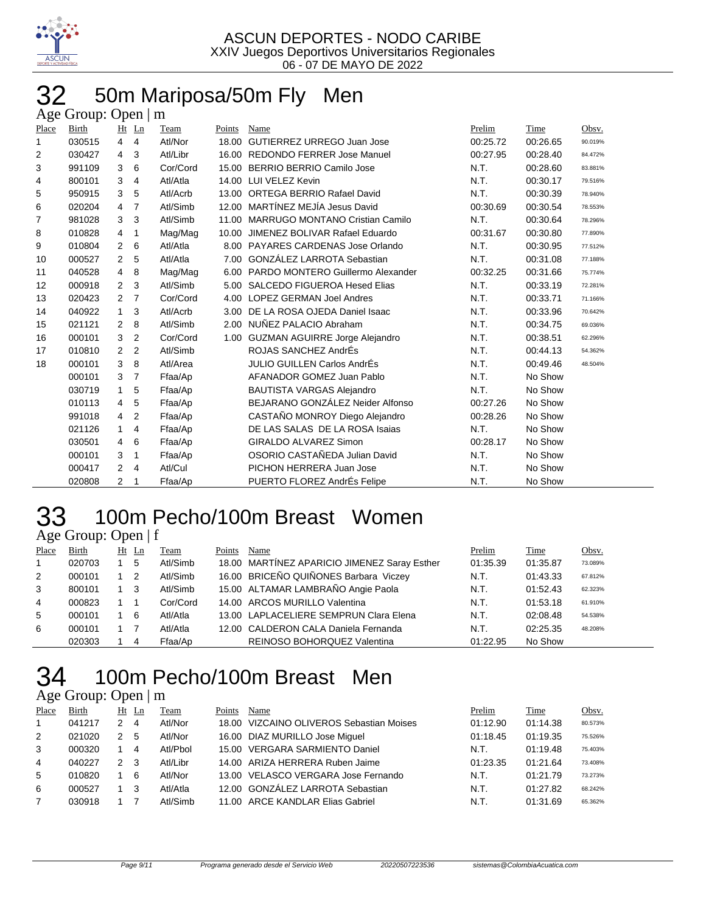ASCUN DEPORTES - NODO CARIBE
XXIV Juegos Deportivos Universitarios Regionales
06 - 07 DE MAYO DE 2022

# 32 50m Mariposa/50m Fly Men

Age Group: Open | m

| Place | Birth | Ht | Ln | Team | Points | Name | Prelim | Time | Obsv. |
|---|---|---|---|---|---|---|---|---|---|
| 1 | 030515 | 4 | 4 | Atl/Nor | 18.00 | GUTIERREZ URREGO Juan Jose | 00:25.72 | 00:26.65 | 90.019% |
| 2 | 030427 | 4 | 3 | Atl/Libr | 16.00 | REDONDO FERRER Jose Manuel | 00:27.95 | 00:28.40 | 84.472% |
| 3 | 991109 | 3 | 6 | Cor/Cord | 15.00 | BERRIO BERRIO Camilo Jose | N.T. | 00:28.60 | 83.881% |
| 4 | 800101 | 3 | 4 | Atl/Atla | 14.00 | LUI VELEZ Kevin | N.T. | 00:30.17 | 79.516% |
| 5 | 950915 | 3 | 5 | Atl/Acrb | 13.00 | ORTEGA BERRIO Rafael David | N.T. | 00:30.39 | 78.940% |
| 6 | 020204 | 4 | 7 | Atl/Simb | 12.00 | MARTÍNEZ MEJÍA Jesus David | 00:30.69 | 00:30.54 | 78.553% |
| 7 | 981028 | 3 | 3 | Atl/Simb | 11.00 | MARRUGO MONTANO Cristian Camilo | N.T. | 00:30.64 | 78.296% |
| 8 | 010828 | 4 | 1 | Mag/Mag | 10.00 | JIMENEZ BOLIVAR Rafael Eduardo | 00:31.67 | 00:30.80 | 77.890% |
| 9 | 010804 | 2 | 6 | Atl/Atla | 8.00 | PAYARES CARDENAS Jose Orlando | N.T. | 00:30.95 | 77.512% |
| 10 | 000527 | 2 | 5 | Atl/Atla | 7.00 | GONZÁLEZ LARROTA Sebastian | N.T. | 00:31.08 | 77.188% |
| 11 | 040528 | 4 | 8 | Mag/Mag | 6.00 | PARDO MONTERO Guillermo Alexander | 00:32.25 | 00:31.66 | 75.774% |
| 12 | 000918 | 2 | 3 | Atl/Simb | 5.00 | SALCEDO FIGUEROA Hesed Elias | N.T. | 00:33.19 | 72.281% |
| 13 | 020423 | 2 | 7 | Cor/Cord | 4.00 | LOPEZ GERMAN Joel Andres | N.T. | 00:33.71 | 71.166% |
| 14 | 040922 | 1 | 3 | Atl/Acrb | 3.00 | DE LA ROSA OJEDA Daniel Isaac | N.T. | 00:33.96 | 70.642% |
| 15 | 021121 | 2 | 8 | Atl/Simb | 2.00 | NUÑEZ PALACIO Abraham | N.T. | 00:34.75 | 69.036% |
| 16 | 000101 | 3 | 2 | Cor/Cord | 1.00 | GUZMAN AGUIRRE Jorge Alejandro | N.T. | 00:38.51 | 62.296% |
| 17 | 010810 | 2 | 2 | Atl/Simb | | ROJAS SANCHEZ AndrÉs | N.T. | 00:44.13 | 54.362% |
| 18 | 000101 | 3 | 8 | Atl/Area | | JULIO GUILLEN Carlos AndrÉs | N.T. | 00:49.46 | 48.504% |
| | 000101 | 3 | 7 | Ffaa/Ap | | AFANADOR GOMEZ Juan Pablo | N.T. | No Show | |
| | 030719 | 1 | 5 | Ffaa/Ap | | BAUTISTA VARGAS Alejandro | N.T. | No Show | |
| | 010113 | 4 | 5 | Ffaa/Ap | | BEJARANO GONZÁLEZ Neider Alfonso | 00:27.26 | No Show | |
| | 991018 | 4 | 2 | Ffaa/Ap | | CASTAÑO MONROY Diego Alejandro | 00:28.26 | No Show | |
| | 021126 | 1 | 4 | Ffaa/Ap | | DE LAS SALAS DE LA ROSA Isaias | N.T. | No Show | |
| | 030501 | 4 | 6 | Ffaa/Ap | | GIRALDO ALVAREZ Simon | 00:28.17 | No Show | |
| | 000101 | 3 | 1 | Ffaa/Ap | | OSORIO CASTAÑEDA Julian David | N.T. | No Show | |
| | 000417 | 2 | 4 | Atl/Cul | | PICHON HERRERA Juan Jose | N.T. | No Show | |
| | 020808 | 2 | 1 | Ffaa/Ap | | PUERTO FLOREZ AndrÉs Felipe | N.T. | No Show | |

# 33 100m Pecho/100m Breast Women

Age Group: Open | f

| Place | Birth | Ht | Ln | Team | Points | Name | Prelim | Time | Obsv. |
|---|---|---|---|---|---|---|---|---|---|
| 1 | 020703 | 1 | 5 | Atl/Simb | 18.00 | MARTÍNEZ APARICIO JIMENEZ Saray Esther | 01:35.39 | 01:35.87 | 73.089% |
| 2 | 000101 | 1 | 2 | Atl/Simb | 16.00 | BRICEÑO QUIÑONES Barbara Viczey | N.T. | 01:43.33 | 67.812% |
| 3 | 800101 | 1 | 3 | Atl/Simb | 15.00 | ALTAMAR LAMBRAÑO Angie Paola | N.T. | 01:52.43 | 62.323% |
| 4 | 000823 | 1 | 1 | Cor/Cord | 14.00 | ARCOS MURILLO Valentina | N.T. | 01:53.18 | 61.910% |
| 5 | 000101 | 1 | 6 | Atl/Atla | 13.00 | LAPLACELIERE SEMPRUN Clara Elena | N.T. | 02:08.48 | 54.538% |
| 6 | 000101 | 1 | 7 | Atl/Atla | 12.00 | CALDERON CALA Daniela Fernanda | N.T. | 02:25.35 | 48.208% |
| | 020303 | 1 | 4 | Ffaa/Ap | | REINOSO BOHORQUEZ Valentina | 01:22.95 | No Show | |

# 34 100m Pecho/100m Breast Men

Age Group: Open | m

| Place | Birth | Ht | Ln | Team | Points | Name | Prelim | Time | Obsv. |
|---|---|---|---|---|---|---|---|---|---|
| 1 | 041217 | 2 | 4 | Atl/Nor | 18.00 | VIZCAINO OLIVEROS Sebastian Moises | 01:12.90 | 01:14.38 | 80.573% |
| 2 | 021020 | 2 | 5 | Atl/Nor | 16.00 | DIAZ MURILLO Jose Miguel | 01:18.45 | 01:19.35 | 75.526% |
| 3 | 000320 | 1 | 4 | Atl/Pbol | 15.00 | VERGARA SARMIENTO Daniel | N.T. | 01:19.48 | 75.403% |
| 4 | 040227 | 2 | 3 | Atl/Libr | 14.00 | ARIZA HERRERA Ruben Jaime | 01:23.35 | 01:21.64 | 73.408% |
| 5 | 010820 | 1 | 6 | Atl/Nor | 13.00 | VELASCO VERGARA Jose Fernando | N.T. | 01:21.79 | 73.273% |
| 6 | 000527 | 1 | 3 | Atl/Atla | 12.00 | GONZÁLEZ LARROTA Sebastian | N.T. | 01:27.82 | 68.242% |
| 7 | 030918 | 1 | 7 | Atl/Simb | 11.00 | ARCE KANDLAR Elias Gabriel | N.T. | 01:31.69 | 65.362% |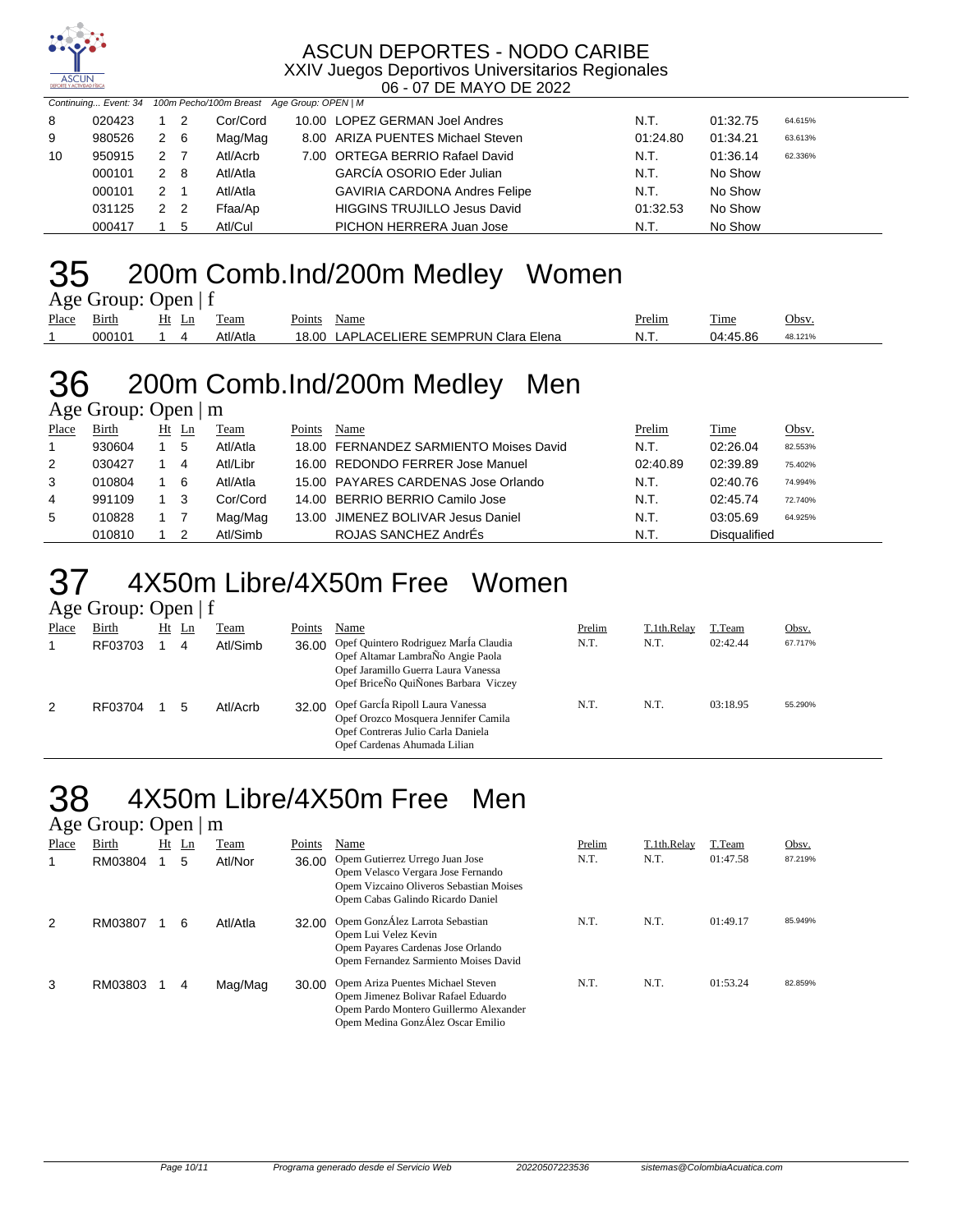ASCUN DEPORTES - NODO CARIBE
XXIV Juegos Deportivos Universitarios Regionales
06 - 07 DE MAYO DE 2022

*Continuing... Event: 34 100m Pecho/100m Breast Age Group: OPEN | M*

| Place | Birth | Ht | Ln | Team | Points | Name | Prelim | Time | Obsv. |
|---|---|---|---|---|---|---|---|---|---|
| 8 | 020423 | 1 | 2 | Cor/Cord | 10.00 | LOPEZ GERMAN Joel Andres | N.T. | 01:32.75 | 64.615% |
| 9 | 980526 | 2 | 6 | Mag/Mag | 8.00 | ARIZA PUENTES Michael Steven | 01:24.80 | 01:34.21 | 63.613% |
| 10 | 950915 | 2 | 7 | Atl/Acrb | 7.00 | ORTEGA BERRIO Rafael David | N.T. | 01:36.14 | 62.336% |
| | 000101 | 2 | 8 | Atl/Atla | | GARCÍA OSORIO Eder Julian | N.T. | No Show | |
| | 000101 | 2 | 1 | Atl/Atla | | GAVIRIA CARDONA Andres Felipe | N.T. | No Show | |
| | 031125 | 2 | 2 | Ffaa/Ap | | HIGGINS TRUJILLO Jesus David | 01:32.53 | No Show | |
| | 000417 | 1 | 5 | Atl/Cul | | PICHON HERRERA Juan Jose | N.T. | No Show | |

# 35 200m Comb.Ind/200m Medley Women

Age Group: Open | f

| Place | Birth | Ht | Ln | Team | Points | Name | Prelim | Time | Obsv. |
|---|---|---|---|---|---|---|---|---|---|
| 1 | 000101 | 1 | 4 | Atl/Atla | 18.00 | LAPLACELIERE SEMPRUN Clara Elena | N.T. | 04:45.86 | 48.121% |

# 36 200m Comb.Ind/200m Medley Men

Age Group: Open | m

| Place | Birth | Ht | Ln | Team | Points | Name | Prelim | Time | Obsv. |
|---|---|---|---|---|---|---|---|---|---|
| 1 | 930604 | 1 | 5 | Atl/Atla | 18.00 | FERNANDEZ SARMIENTO Moises David | N.T. | 02:26.04 | 82.553% |
| 2 | 030427 | 1 | 4 | Atl/Libr | 16.00 | REDONDO FERRER Jose Manuel | 02:40.89 | 02:39.89 | 75.402% |
| 3 | 010804 | 1 | 6 | Atl/Atla | 15.00 | PAYARES CARDENAS Jose Orlando | N.T. | 02:40.76 | 74.994% |
| 4 | 991109 | 1 | 3 | Cor/Cord | 14.00 | BERRIO BERRIO Camilo Jose | N.T. | 02:45.74 | 72.740% |
| 5 | 010828 | 1 | 7 | Mag/Mag | 13.00 | JIMENEZ BOLIVAR Jesus Daniel | N.T. | 03:05.69 | 64.925% |
| | 010810 | 1 | 2 | Atl/Simb | | ROJAS SANCHEZ AndrÉs | N.T. | Disqualified | |

# 37 4X50m Libre/4X50m Free Women

Age Group: Open | f

| Place | Birth | Ht | Ln | Team | Points | Name | Prelim | T.1th.Relay | T.Team | Obsv. |
|---|---|---|---|---|---|---|---|---|---|---|
| 1 | RF03703 | 1 | 4 | Atl/Simb | 36.00 | Opef Quintero Rodriguez MarÍa Claudia<br>Opef Altamar LambraÑo Angie Paola<br>Opef Jaramillo Guerra Laura Vanessa<br>Opef BriceÑo QuiÑones Barbara Viczey | N.T. | N.T. | 02:42.44 | 67.717% |
| 2 | RF03704 | 1 | 5 | Atl/Acrb | 32.00 | Opef GarcÍa Ripoll Laura Vanessa<br>Opef Orozco Mosquera Jennifer Camila<br>Opef Contreras Julio Carla Daniela<br>Opef Cardenas Ahumada Lilian | N.T. | N.T. | 03:18.95 | 55.290% |

# 38 4X50m Libre/4X50m Free Men

Age Group: Open | m

| Place | Birth | Ht | Ln | Team | Points | Name | Prelim | T.1th.Relay | T.Team | Obsv. |
|---|---|---|---|---|---|---|---|---|---|---|
| 1 | RM03804 | 1 | 5 | Atl/Nor | 36.00 | Opem Gutierrez Urrego Juan Jose<br>Opem Velasco Vergara Jose Fernando<br>Opem Vizcaino Oliveros Sebastian Moises<br>Opem Cabas Galindo Ricardo Daniel | N.T. | N.T. | 01:47.58 | 87.219% |
| 2 | RM03807 | 1 | 6 | Atl/Atla | 32.00 | Opem GonzÁlez Larrota Sebastian<br>Opem Lui Velez Kevin<br>Opem Payares Cardenas Jose Orlando<br>Opem Fernandez Sarmiento Moises David | N.T. | N.T. | 01:49.17 | 85.949% |
| 3 | RM03803 | 1 | 4 | Mag/Mag | 30.00 | Opem Ariza Puentes Michael Steven<br>Opem Jimenez Bolivar Rafael Eduardo<br>Opem Pardo Montero Guillermo Alexander<br>Opem Medina GonzÁlez Oscar Emilio | N.T. | N.T. | 01:53.24 | 82.859% |

Programa generado desde el Servicio Web 20220507223536 sistemas@ColombiaAcuatica.com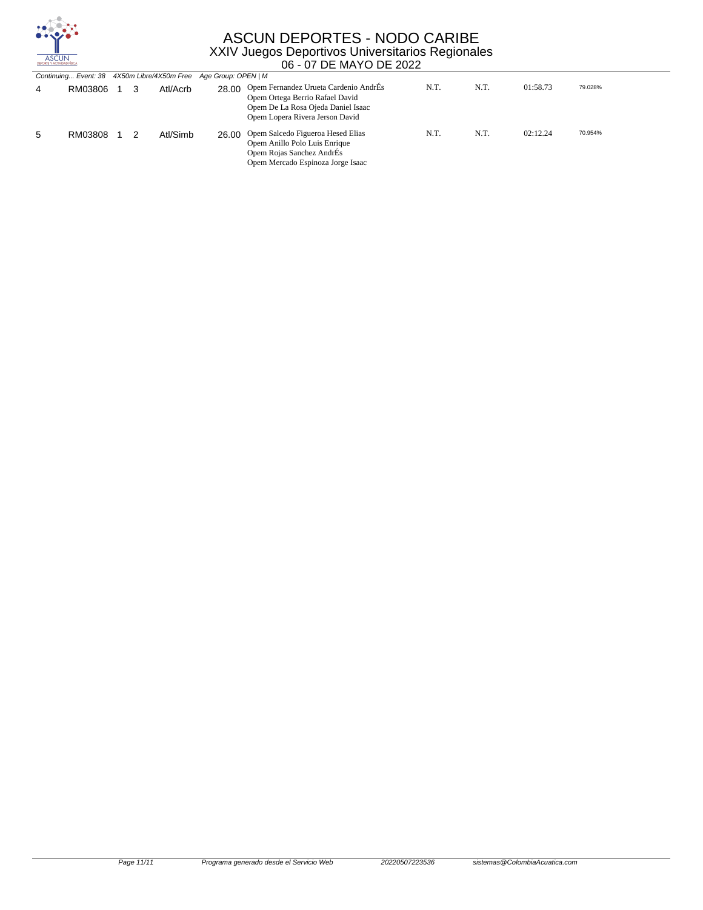# ASCUN DEPORTES - NODO CARIBE

## XXIV Juegos Deportivos Universitarios Regionales

### 06 - 07 DE MAYO DE 2022

*Continuing... Event: 38 4X50m Libre/4X50m Free Age Group: OPEN | M*

| | | | | | | | | | | |
|---|---|---|---|---|---|---|---|---|---|---|
| 4 | RM03806 | 1 | 3 | Atl/Acrb | 28.00 | Opem Fernandez Urueta Cardenio AndrÉs<br>Opem Ortega Berrio Rafael David<br>Opem De La Rosa Ojeda Daniel Isaac<br>Opem Lopera Rivera Jerson David | N.T. | N.T. | 01:58.73 | 79.028% |
| 5 | RM03808 | 1 | 2 | Atl/Simb | 26.00 | Opem Salcedo Figueroa Hesed Elias<br>Opem Anillo Polo Luis Enrique<br>Opem Rojas Sanchez AndrÉs<br>Opem Mercado Espinoza Jorge Isaac | N.T. | N.T. | 02:12.24 | 70.954% |

Programa generado desde el Servicio Web 20220507223536 sistemas@ColombiaAcuatica.com